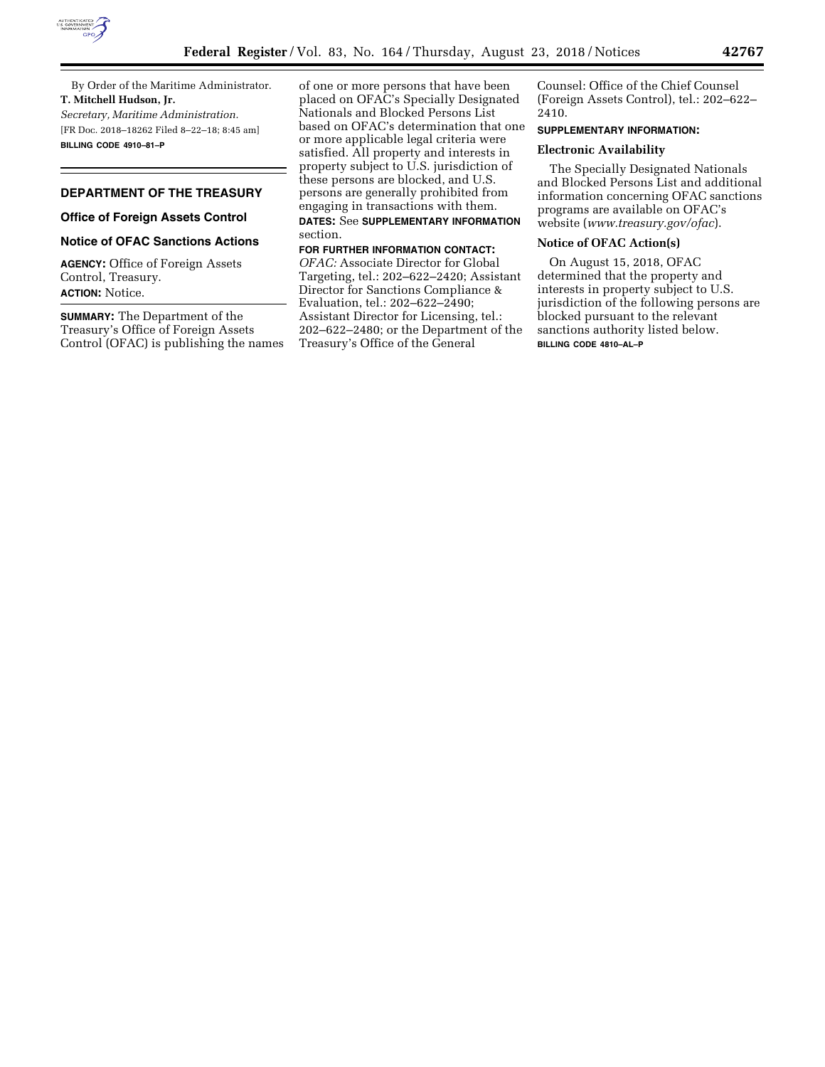By Order of the Maritime Administrator.

**T. Mitchell Hudson, Jr.**

*Secretary, Maritime Administration.*

[FR Doc. 2018–18262 Filed 8–22–18; 8:45 am]

**BILLING CODE 4910–81–P**

## DEPARTMENT OF THE TREASURY

### Office of Foreign Assets Control

### Notice of OFAC Sanctions Actions

**AGENCY:** Office of Foreign Assets Control, Treasury.

**ACTION:** Notice.

**SUMMARY:** The Department of the Treasury's Office of Foreign Assets Control (OFAC) is publishing the names of one or more persons that have been placed on OFAC's Specially Designated Nationals and Blocked Persons List based on OFAC's determination that one or more applicable legal criteria were satisfied. All property and interests in property subject to U.S. jurisdiction of these persons are blocked, and U.S. persons are generally prohibited from engaging in transactions with them.

**DATES:** See **SUPPLEMENTARY INFORMATION** section.

**FOR FURTHER INFORMATION CONTACT:** *OFAC:* Associate Director for Global Targeting, tel.: 202–622–2420; Assistant Director for Sanctions Compliance & Evaluation, tel.: 202–622–2490; Assistant Director for Licensing, tel.: 202–622–2480; or the Department of the Treasury's Office of the General Counsel: Office of the Chief Counsel (Foreign Assets Control), tel.: 202–622–2410.

**SUPPLEMENTARY INFORMATION:**

#### Electronic Availability

The Specially Designated Nationals and Blocked Persons List and additional information concerning OFAC sanctions programs are available on OFAC's website (*www.treasury.gov/ofac*).

#### Notice of OFAC Action(s)

On August 15, 2018, OFAC determined that the property and interests in property subject to U.S. jurisdiction of the following persons are blocked pursuant to the relevant sanctions authority listed below.

**BILLING CODE 4810–AL–P**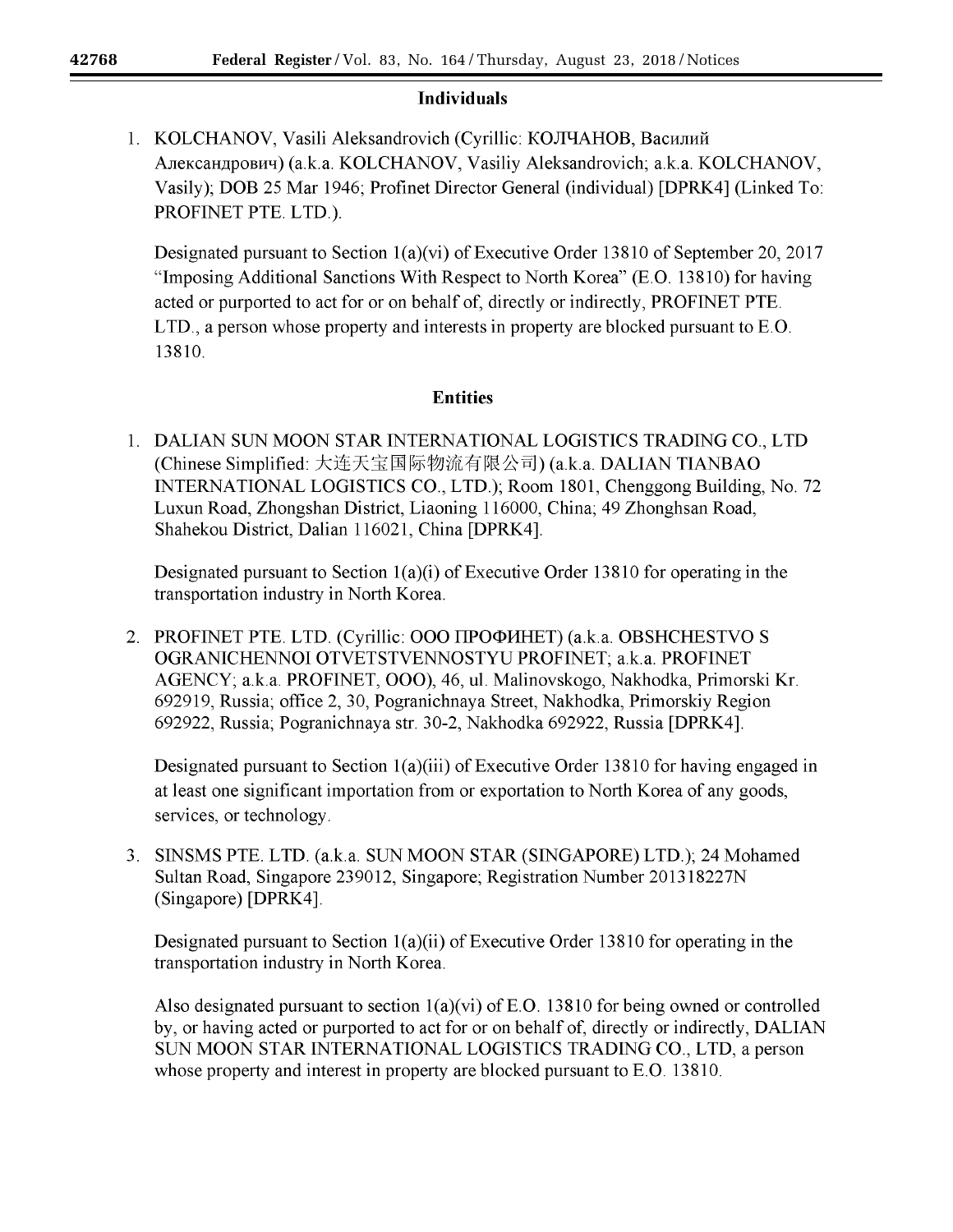## Individuals

1. KOLCHANOV, Vasili Aleksandrovich (Cyrillic: КОЛЧАНОВ, Василий Александрович) (a.k.a. KOLCHANOV, Vasiliy Aleksandrovich; a.k.a. KOLCHANOV, Vasily); DOB 25 Mar 1946; Profinet Director General (individual) [DPRK4] (Linked To: PROFINET PTE. LTD.).

   Designated pursuant to Section 1(a)(vi) of Executive Order 13810 of September 20, 2017 "Imposing Additional Sanctions With Respect to North Korea" (E.O. 13810) for having acted or purported to act for or on behalf of, directly or indirectly, PROFINET PTE. LTD., a person whose property and interests in property are blocked pursuant to E.O. 13810.

## Entities

1. DALIAN SUN MOON STAR INTERNATIONAL LOGISTICS TRADING CO., LTD (Chinese Simplified: 大连天宝国际物流有限公司) (a.k.a. DALIAN TIANBAO INTERNATIONAL LOGISTICS CO., LTD.); Room 1801, Chenggong Building, No. 72 Luxun Road, Zhongshan District, Liaoning 116000, China; 49 Zhonghsan Road, Shahekou District, Dalian 116021, China [DPRK4].

   Designated pursuant to Section 1(a)(i) of Executive Order 13810 for operating in the transportation industry in North Korea.

2. PROFINET PTE. LTD. (Cyrillic: ООО ПРОФИНЕТ) (a.k.a. OBSHCHESTVO S OGRANICHENNOI OTVETSTVENNOSTYU PROFINET; a.k.a. PROFINET AGENCY; a.k.a. PROFINET, OOO), 46, ul. Malinovskogo, Nakhodka, Primorski Kr. 692919, Russia; office 2, 30, Pogranichnaya Street, Nakhodka, Primorskiy Region 692922, Russia; Pogranichnaya str. 30-2, Nakhodka 692922, Russia [DPRK4].

   Designated pursuant to Section 1(a)(iii) of Executive Order 13810 for having engaged in at least one significant importation from or exportation to North Korea of any goods, services, or technology.

3. SINSMS PTE. LTD. (a.k.a. SUN MOON STAR (SINGAPORE) LTD.); 24 Mohamed Sultan Road, Singapore 239012, Singapore; Registration Number 201318227N (Singapore) [DPRK4].

   Designated pursuant to Section 1(a)(ii) of Executive Order 13810 for operating in the transportation industry in North Korea.

   Also designated pursuant to section 1(a)(vi) of E.O. 13810 for being owned or controlled by, or having acted or purported to act for or on behalf of, directly or indirectly, DALIAN SUN MOON STAR INTERNATIONAL LOGISTICS TRADING CO., LTD, a person whose property and interest in property are blocked pursuant to E.O. 13810.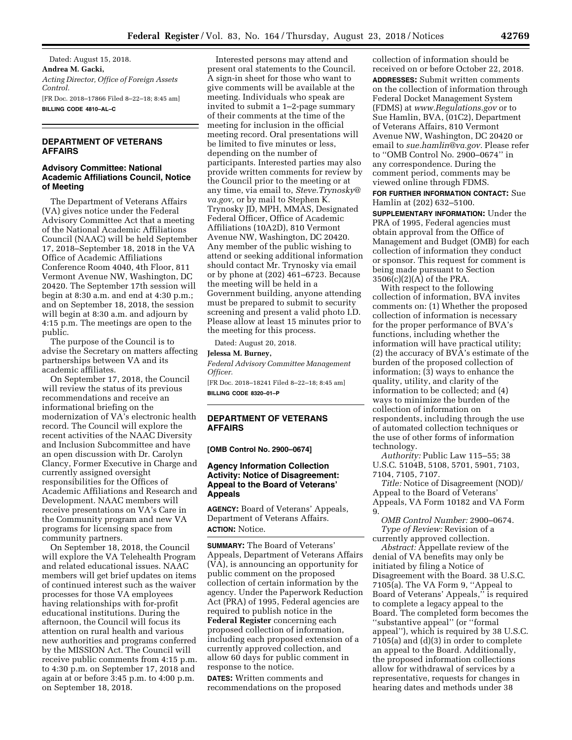Dated: August 15, 2018.

**Andrea M. Gacki,**

*Acting Director, Office of Foreign Assets Control.*

[FR Doc. 2018–17866 Filed 8–22–18; 8:45 am]

**BILLING CODE 4810–AL–C**

## DEPARTMENT OF VETERANS AFFAIRS

### Advisory Committee: National Academic Affiliations Council, Notice of Meeting

The Department of Veterans Affairs (VA) gives notice under the Federal Advisory Committee Act that a meeting of the National Academic Affiliations Council (NAAC) will be held September 17, 2018–September 18, 2018 in the VA Office of Academic Affiliations Conference Room 4040, 4th Floor, 811 Vermont Avenue NW, Washington, DC 20420. The September 17th session will begin at 8:30 a.m. and end at 4:30 p.m.; and on September 18, 2018, the session will begin at 8:30 a.m. and adjourn by 4:15 p.m. The meetings are open to the public.

The purpose of the Council is to advise the Secretary on matters affecting partnerships between VA and its academic affiliates.

On September 17, 2018, the Council will review the status of its previous recommendations and receive an informational briefing on the modernization of VA's electronic health record. The Council will explore the recent activities of the NAAC Diversity and Inclusion Subcommittee and have an open discussion with Dr. Carolyn Clancy, Former Executive in Charge and currently assigned oversight responsibilities for the Offices of Academic Affiliations and Research and Development. NAAC members will receive presentations on VA's Care in the Community program and new VA programs for licensing space from community partners.

On September 18, 2018, the Council will explore the VA Telehealth Program and related educational issues. NAAC members will get brief updates on items of continued interest such as the waiver processes for those VA employees having relationships with for-profit educational institutions. During the afternoon, the Council will focus its attention on rural health and various new authorities and programs conferred by the MISSION Act. The Council will receive public comments from 4:15 p.m. to 4:30 p.m. on September 17, 2018 and again at or before 3:45 p.m. to 4:00 p.m. on September 18, 2018.

Interested persons may attend and present oral statements to the Council. A sign-in sheet for those who want to give comments will be available at the meeting. Individuals who speak are invited to submit a 1–2-page summary of their comments at the time of the meeting for inclusion in the official meeting record. Oral presentations will be limited to five minutes or less, depending on the number of participants. Interested parties may also provide written comments for review by the Council prior to the meeting or at any time, via email to, *Steve.Trynosky@va.gov,* or by mail to Stephen K. Trynosky JD, MPH, MMAS, Designated Federal Officer, Office of Academic Affiliations (10A2D), 810 Vermont Avenue NW, Washington, DC 20420. Any member of the public wishing to attend or seeking additional information should contact Mr. Trynosky via email or by phone at (202) 461–6723. Because the meeting will be held in a Government building, anyone attending must be prepared to submit to security screening and present a valid photo I.D. Please allow at least 15 minutes prior to the meeting for this process.

Dated: August 20, 2018.

**Jelessa M. Burney,**

*Federal Advisory Committee Management Officer.*

[FR Doc. 2018–18241 Filed 8–22–18; 8:45 am]

**BILLING CODE 8320–01–P**

## DEPARTMENT OF VETERANS AFFAIRS

**[OMB Control No. 2900–0674]**

### Agency Information Collection Activity: Notice of Disagreement: Appeal to the Board of Veterans' Appeals

**AGENCY:** Board of Veterans' Appeals, Department of Veterans Affairs.

**ACTION:** Notice.

**SUMMARY:** The Board of Veterans' Appeals, Department of Veterans Affairs (VA), is announcing an opportunity for public comment on the proposed collection of certain information by the agency. Under the Paperwork Reduction Act (PRA) of 1995, Federal agencies are required to publish notice in the **Federal Register** concerning each proposed collection of information, including each proposed extension of a currently approved collection, and allow 60 days for public comment in response to the notice.

**DATES:** Written comments and recommendations on the proposed collection of information should be received on or before October 22, 2018.

**ADDRESSES:** Submit written comments on the collection of information through Federal Docket Management System (FDMS) at *www.Regulations.gov* or to Sue Hamlin, BVA, (01C2), Department of Veterans Affairs, 810 Vermont Avenue NW, Washington, DC 20420 or email to *sue.hamlin@va.gov.* Please refer to ''OMB Control No. 2900–0674'' in any correspondence. During the comment period, comments may be viewed online through FDMS.

**FOR FURTHER INFORMATION CONTACT:** Sue Hamlin at (202) 632–5100.

**SUPPLEMENTARY INFORMATION:** Under the PRA of 1995, Federal agencies must obtain approval from the Office of Management and Budget (OMB) for each collection of information they conduct or sponsor. This request for comment is being made pursuant to Section 3506(c)(2)(A) of the PRA.

With respect to the following collection of information, BVA invites comments on: (1) Whether the proposed collection of information is necessary for the proper performance of BVA's functions, including whether the information will have practical utility; (2) the accuracy of BVA's estimate of the burden of the proposed collection of information; (3) ways to enhance the quality, utility, and clarity of the information to be collected; and (4) ways to minimize the burden of the collection of information on respondents, including through the use of automated collection techniques or the use of other forms of information technology.

*Authority:* Public Law 115–55; 38 U.S.C. 5104B, 5108, 5701, 5901, 7103, 7104, 7105, 7107.

*Title:* Notice of Disagreement (NOD)/ Appeal to the Board of Veterans' Appeals, VA Form 10182 and VA Form 9.

*OMB Control Number:* 2900–0674.

*Type of Review:* Revision of a currently approved collection.

*Abstract:* Appellate review of the denial of VA benefits may only be initiated by filing a Notice of Disagreement with the Board. 38 U.S.C. 7105(a). The VA Form 9, ''Appeal to Board of Veterans' Appeals,'' is required to complete a legacy appeal to the Board. The completed form becomes the ''substantive appeal'' (or ''formal appeal''), which is required by 38 U.S.C. 7105(a) and (d)(3) in order to complete an appeal to the Board. Additionally, the proposed information collections allow for withdrawal of services by a representative, requests for changes in hearing dates and methods under 38